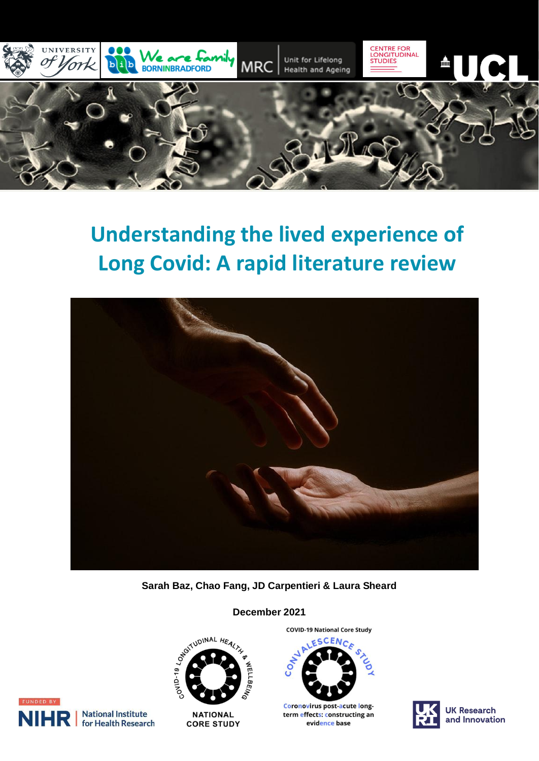# Understanding the lived experience of Long Covid: A rapid literature review

**Sarah Baz, Chao Fang, JD Carpentieri & Laura Sheard**

**December 2021**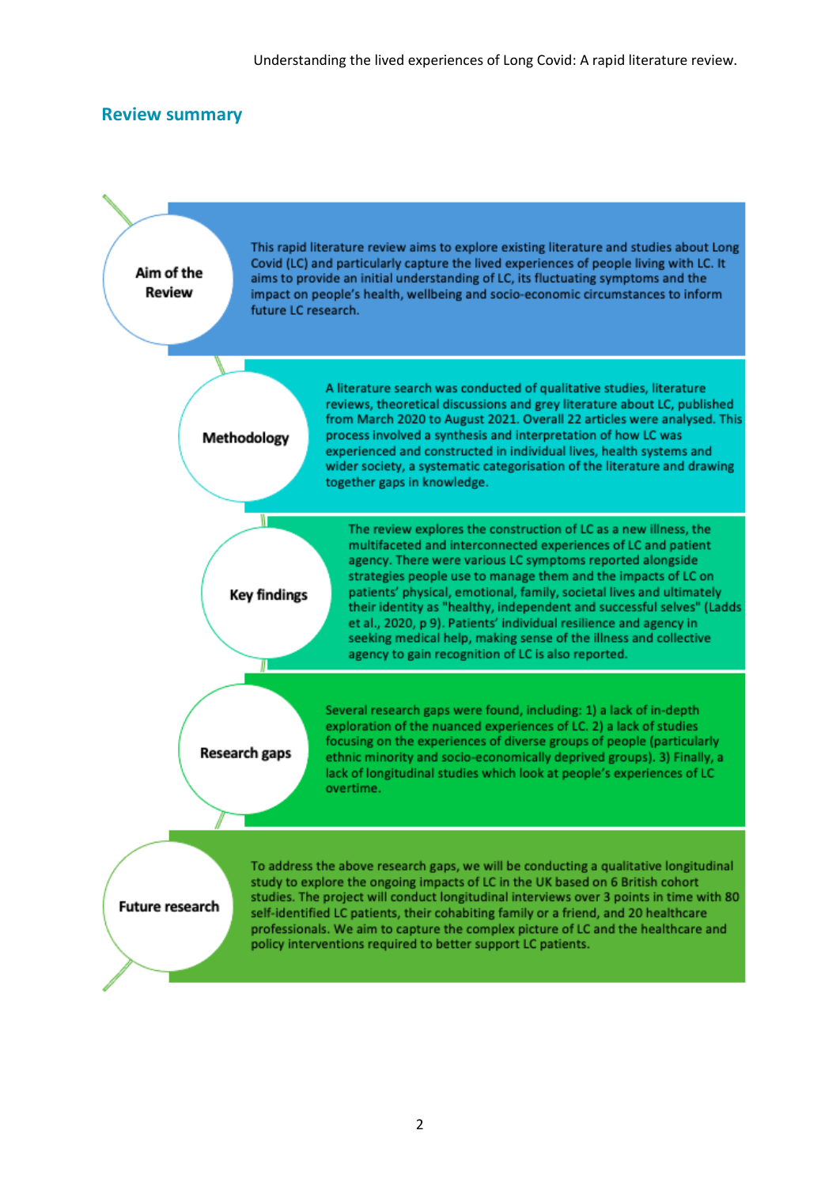## Review summary

**Aim of the Review**

This rapid literature review aims to explore existing literature and studies about Long Covid (LC) and particularly capture the lived experiences of people living with LC. It aims to provide an initial understanding of LC, its fluctuating symptoms and the impact on people's health, wellbeing and socio-economic circumstances to inform future LC research.

**Methodology**

A literature search was conducted of qualitative studies, literature reviews, theoretical discussions and grey literature about LC, published from March 2020 to August 2021. Overall 22 articles were analysed. This process involved a synthesis and interpretation of how LC was experienced and constructed in individual lives, health systems and wider society, a systematic categorisation of the literature and drawing together gaps in knowledge.

**Key findings**

The review explores the construction of LC as a new illness, the multifaceted and interconnected experiences of LC and patient agency. There were various LC symptoms reported alongside strategies people use to manage them and the impacts of LC on patients' physical, emotional, family, societal lives and ultimately their identity as "healthy, independent and successful selves" (Ladds et al., 2020, p 9). Patients' individual resilience and agency in seeking medical help, making sense of the illness and collective agency to gain recognition of LC is also reported.

**Research gaps**

Several research gaps were found, including: 1) a lack of in-depth exploration of the nuanced experiences of LC. 2) a lack of studies focusing on the experiences of diverse groups of people (particularly ethnic minority and socio-economically deprived groups). 3) Finally, a lack of longitudinal studies which look at people's experiences of LC overtime.

**Future research**

To address the above research gaps, we will be conducting a qualitative longitudinal study to explore the ongoing impacts of LC in the UK based on 6 British cohort studies. The project will conduct longitudinal interviews over 3 points in time with 80 self-identified LC patients, their cohabiting family or a friend, and 20 healthcare professionals. We aim to capture the complex picture of LC and the healthcare and policy interventions required to better support LC patients.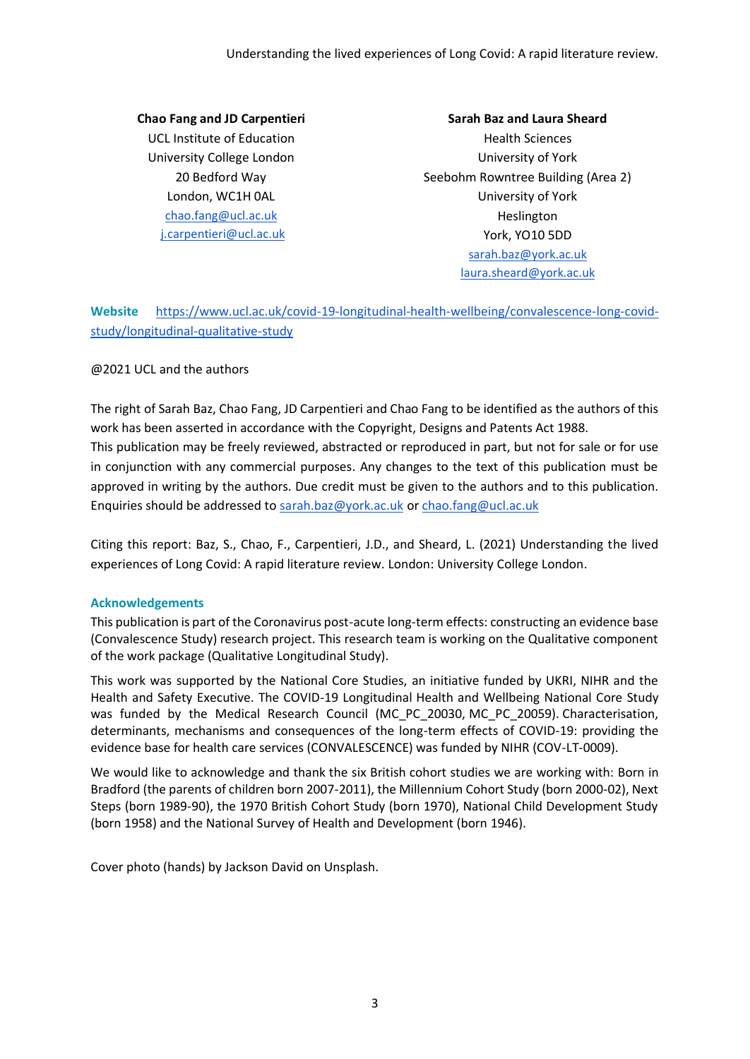**Chao Fang and JD Carpentieri**
UCL Institute of Education
University College London
20 Bedford Way
London, WC1H 0AL
chao.fang@ucl.ac.uk
j.carpentieri@ucl.ac.uk

**Sarah Baz and Laura Sheard**
Health Sciences
University of York
Seebohm Rowntree Building (Area 2)
University of York
Heslington
York, YO10 5DD
sarah.baz@york.ac.uk
laura.sheard@york.ac.uk

**Website** https://www.ucl.ac.uk/covid-19-longitudinal-health-wellbeing/convalescence-long-covid-study/longitudinal-qualitative-study

@2021 UCL and the authors

The right of Sarah Baz, Chao Fang, JD Carpentieri and Chao Fang to be identified as the authors of this work has been asserted in accordance with the Copyright, Designs and Patents Act 1988.
This publication may be freely reviewed, abstracted or reproduced in part, but not for sale or for use in conjunction with any commercial purposes. Any changes to the text of this publication must be approved in writing by the authors. Due credit must be given to the authors and to this publication. Enquiries should be addressed to sarah.baz@york.ac.uk or chao.fang@ucl.ac.uk

Citing this report: Baz, S., Chao, F., Carpentieri, J.D., and Sheard, L. (2021) Understanding the lived experiences of Long Covid: A rapid literature review. London: University College London.

## Acknowledgements

This publication is part of the Coronavirus post-acute long-term effects: constructing an evidence base (Convalescence Study) research project. This research team is working on the Qualitative component of the work package (Qualitative Longitudinal Study).

This work was supported by the National Core Studies, an initiative funded by UKRI, NIHR and the Health and Safety Executive. The COVID-19 Longitudinal Health and Wellbeing National Core Study was funded by the Medical Research Council (MC_PC_20030, MC_PC_20059). Characterisation, determinants, mechanisms and consequences of the long-term effects of COVID-19: providing the evidence base for health care services (CONVALESCENCE) was funded by NIHR (COV-LT-0009).

We would like to acknowledge and thank the six British cohort studies we are working with: Born in Bradford (the parents of children born 2007-2011), the Millennium Cohort Study (born 2000-02), Next Steps (born 1989-90), the 1970 British Cohort Study (born 1970), National Child Development Study (born 1958) and the National Survey of Health and Development (born 1946).

Cover photo (hands) by Jackson David on Unsplash.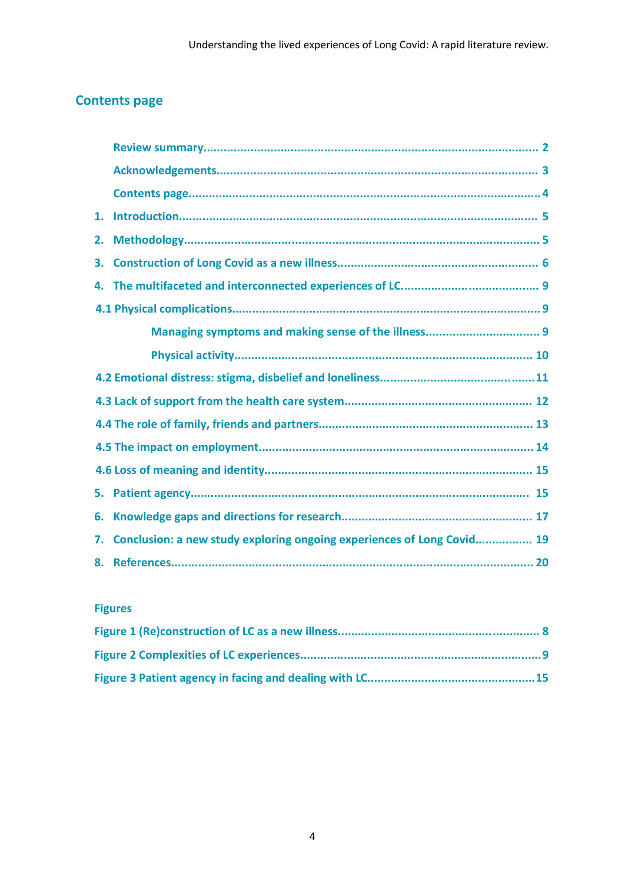## Contents page

- Review summary .......... 2
- Acknowledgements .......... 3
- Contents page .......... 4
- 1. Introduction .......... 5
- 2. Methodology .......... 5
- 3. Construction of Long Covid as a new illness .......... 6
- 4. The multifaceted and interconnected experiences of LC .......... 9
- 4.1 Physical complications .......... 9
  - Managing symptoms and making sense of the illness .......... 9
  - Physical activity .......... 10
- 4.2 Emotional distress: stigma, disbelief and loneliness .......... 11
- 4.3 Lack of support from the health care system .......... 12
- 4.4 The role of family, friends and partners .......... 13
- 4.5 The impact on employment .......... 14
- 4.6 Loss of meaning and identity .......... 15
- 5. Patient agency .......... 15
- 6. Knowledge gaps and directions for research .......... 17
- 7. Conclusion: a new study exploring ongoing experiences of Long Covid .......... 19
- 8. References .......... 20

**Figures**

- Figure 1 (Re)construction of LC as a new illness .......... 8
- Figure 2 Complexities of LC experiences .......... 9
- Figure 3 Patient agency in facing and dealing with LC .......... 15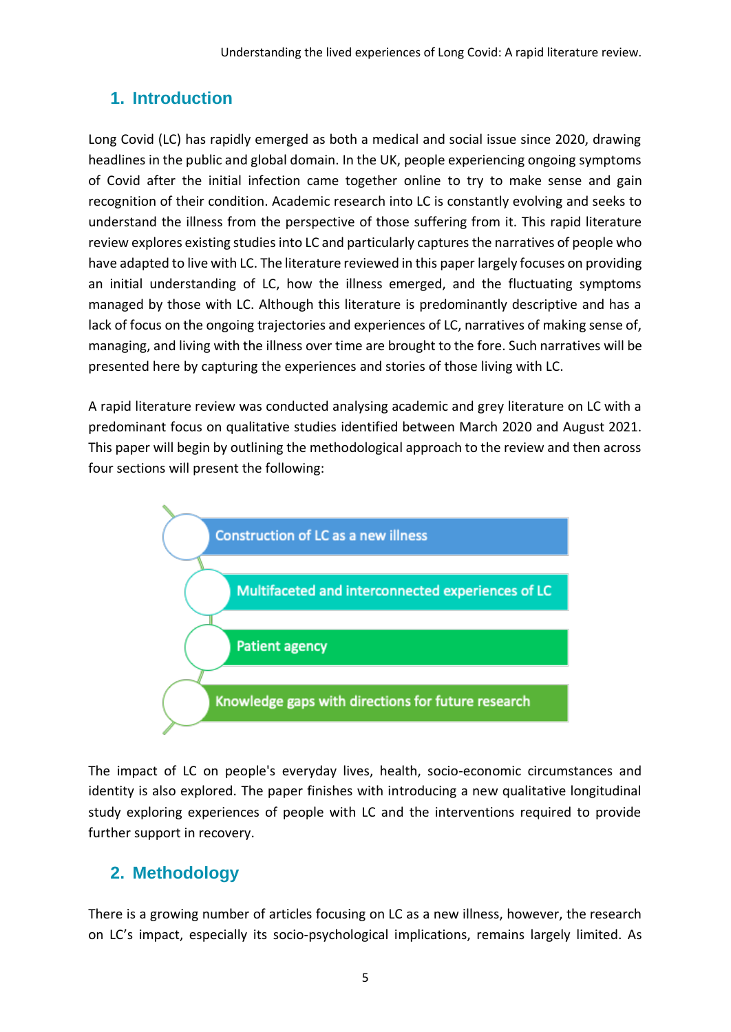## 1. Introduction

Long Covid (LC) has rapidly emerged as both a medical and social issue since 2020, drawing headlines in the public and global domain. In the UK, people experiencing ongoing symptoms of Covid after the initial infection came together online to try to make sense and gain recognition of their condition. Academic research into LC is constantly evolving and seeks to understand the illness from the perspective of those suffering from it. This rapid literature review explores existing studies into LC and particularly captures the narratives of people who have adapted to live with LC. The literature reviewed in this paper largely focuses on providing an initial understanding of LC, how the illness emerged, and the fluctuating symptoms managed by those with LC. Although this literature is predominantly descriptive and has a lack of focus on the ongoing trajectories and experiences of LC, narratives of making sense of, managing, and living with the illness over time are brought to the fore. Such narratives will be presented here by capturing the experiences and stories of those living with LC.

A rapid literature review was conducted analysing academic and grey literature on LC with a predominant focus on qualitative studies identified between March 2020 and August 2021. This paper will begin by outlining the methodological approach to the review and then across four sections will present the following:

- Construction of LC as a new illness
- Multifaceted and interconnected experiences of LC
- Patient agency
- Knowledge gaps with directions for future research

The impact of LC on people's everyday lives, health, socio-economic circumstances and identity is also explored. The paper finishes with introducing a new qualitative longitudinal study exploring experiences of people with LC and the interventions required to provide further support in recovery.

## 2. Methodology

There is a growing number of articles focusing on LC as a new illness, however, the research on LC's impact, especially its socio-psychological implications, remains largely limited. As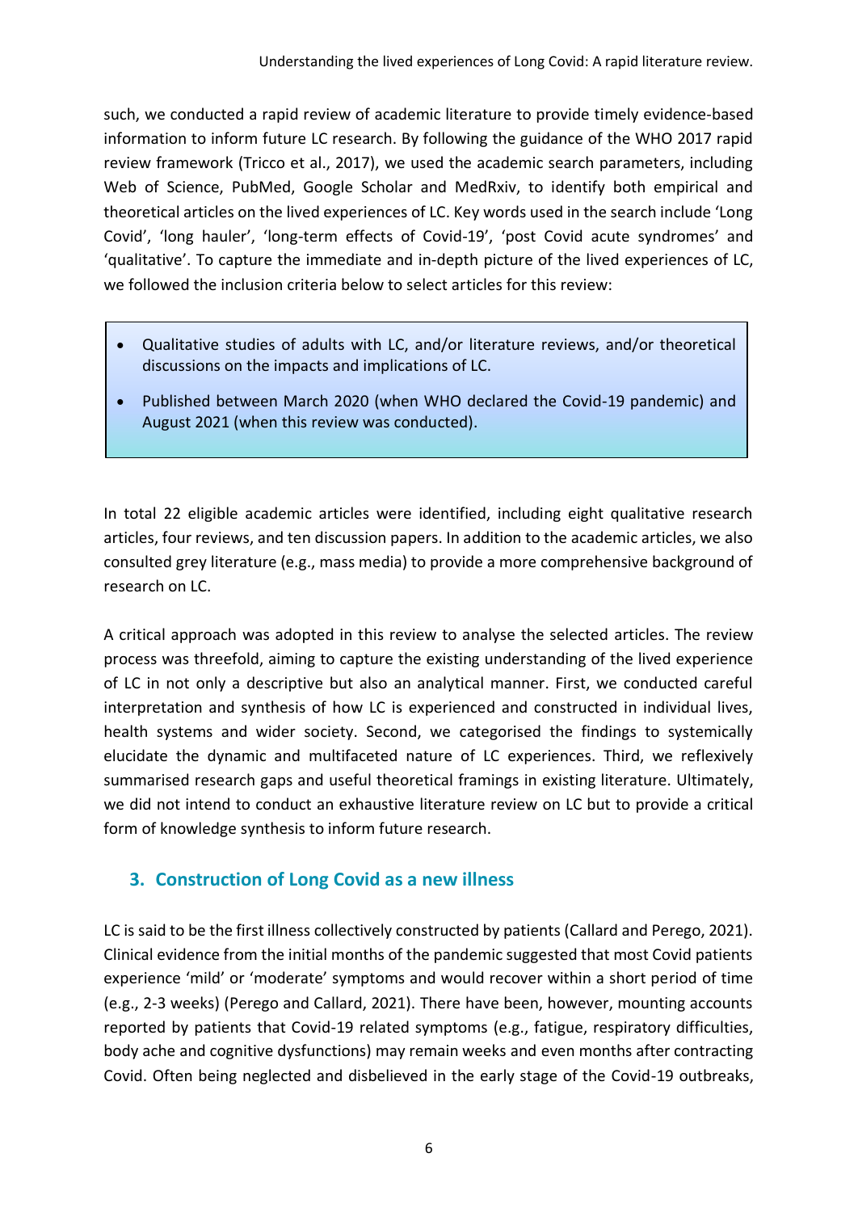such, we conducted a rapid review of academic literature to provide timely evidence-based information to inform future LC research. By following the guidance of the WHO 2017 rapid review framework (Tricco et al., 2017), we used the academic search parameters, including Web of Science, PubMed, Google Scholar and MedRxiv, to identify both empirical and theoretical articles on the lived experiences of LC. Key words used in the search include 'Long Covid', 'long hauler', 'long-term effects of Covid-19', 'post Covid acute syndromes' and 'qualitative'. To capture the immediate and in-depth picture of the lived experiences of LC, we followed the inclusion criteria below to select articles for this review:

- Qualitative studies of adults with LC, and/or literature reviews, and/or theoretical discussions on the impacts and implications of LC.
- Published between March 2020 (when WHO declared the Covid-19 pandemic) and August 2021 (when this review was conducted).

In total 22 eligible academic articles were identified, including eight qualitative research articles, four reviews, and ten discussion papers. In addition to the academic articles, we also consulted grey literature (e.g., mass media) to provide a more comprehensive background of research on LC.

A critical approach was adopted in this review to analyse the selected articles. The review process was threefold, aiming to capture the existing understanding of the lived experience of LC in not only a descriptive but also an analytical manner. First, we conducted careful interpretation and synthesis of how LC is experienced and constructed in individual lives, health systems and wider society. Second, we categorised the findings to systemically elucidate the dynamic and multifaceted nature of LC experiences. Third, we reflexively summarised research gaps and useful theoretical framings in existing literature. Ultimately, we did not intend to conduct an exhaustive literature review on LC but to provide a critical form of knowledge synthesis to inform future research.

## 3. Construction of Long Covid as a new illness

LC is said to be the first illness collectively constructed by patients (Callard and Perego, 2021). Clinical evidence from the initial months of the pandemic suggested that most Covid patients experience 'mild' or 'moderate' symptoms and would recover within a short period of time (e.g., 2-3 weeks) (Perego and Callard, 2021). There have been, however, mounting accounts reported by patients that Covid-19 related symptoms (e.g., fatigue, respiratory difficulties, body ache and cognitive dysfunctions) may remain weeks and even months after contracting Covid. Often being neglected and disbelieved in the early stage of the Covid-19 outbreaks,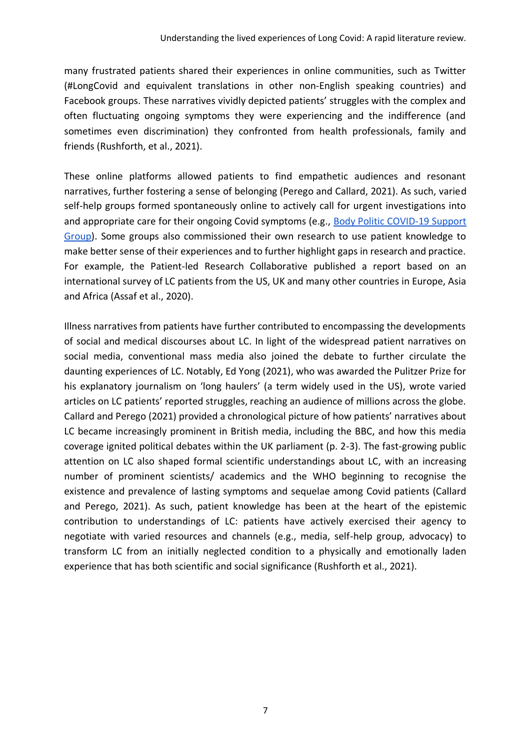many frustrated patients shared their experiences in online communities, such as Twitter (#LongCovid and equivalent translations in other non-English speaking countries) and Facebook groups. These narratives vividly depicted patients' struggles with the complex and often fluctuating ongoing symptoms they were experiencing and the indifference (and sometimes even discrimination) they confronted from health professionals, family and friends (Rushforth, et al., 2021).

These online platforms allowed patients to find empathetic audiences and resonant narratives, further fostering a sense of belonging (Perego and Callard, 2021). As such, varied self-help groups formed spontaneously online to actively call for urgent investigations into and appropriate care for their ongoing Covid symptoms (e.g., Body Politic COVID-19 Support Group). Some groups also commissioned their own research to use patient knowledge to make better sense of their experiences and to further highlight gaps in research and practice. For example, the Patient-led Research Collaborative published a report based on an international survey of LC patients from the US, UK and many other countries in Europe, Asia and Africa (Assaf et al., 2020).

Illness narratives from patients have further contributed to encompassing the developments of social and medical discourses about LC. In light of the widespread patient narratives on social media, conventional mass media also joined the debate to further circulate the daunting experiences of LC. Notably, Ed Yong (2021), who was awarded the Pulitzer Prize for his explanatory journalism on 'long haulers' (a term widely used in the US), wrote varied articles on LC patients' reported struggles, reaching an audience of millions across the globe. Callard and Perego (2021) provided a chronological picture of how patients' narratives about LC became increasingly prominent in British media, including the BBC, and how this media coverage ignited political debates within the UK parliament (p. 2-3). The fast-growing public attention on LC also shaped formal scientific understandings about LC, with an increasing number of prominent scientists/ academics and the WHO beginning to recognise the existence and prevalence of lasting symptoms and sequelae among Covid patients (Callard and Perego, 2021). As such, patient knowledge has been at the heart of the epistemic contribution to understandings of LC: patients have actively exercised their agency to negotiate with varied resources and channels (e.g., media, self-help group, advocacy) to transform LC from an initially neglected condition to a physically and emotionally laden experience that has both scientific and social significance (Rushforth et al., 2021).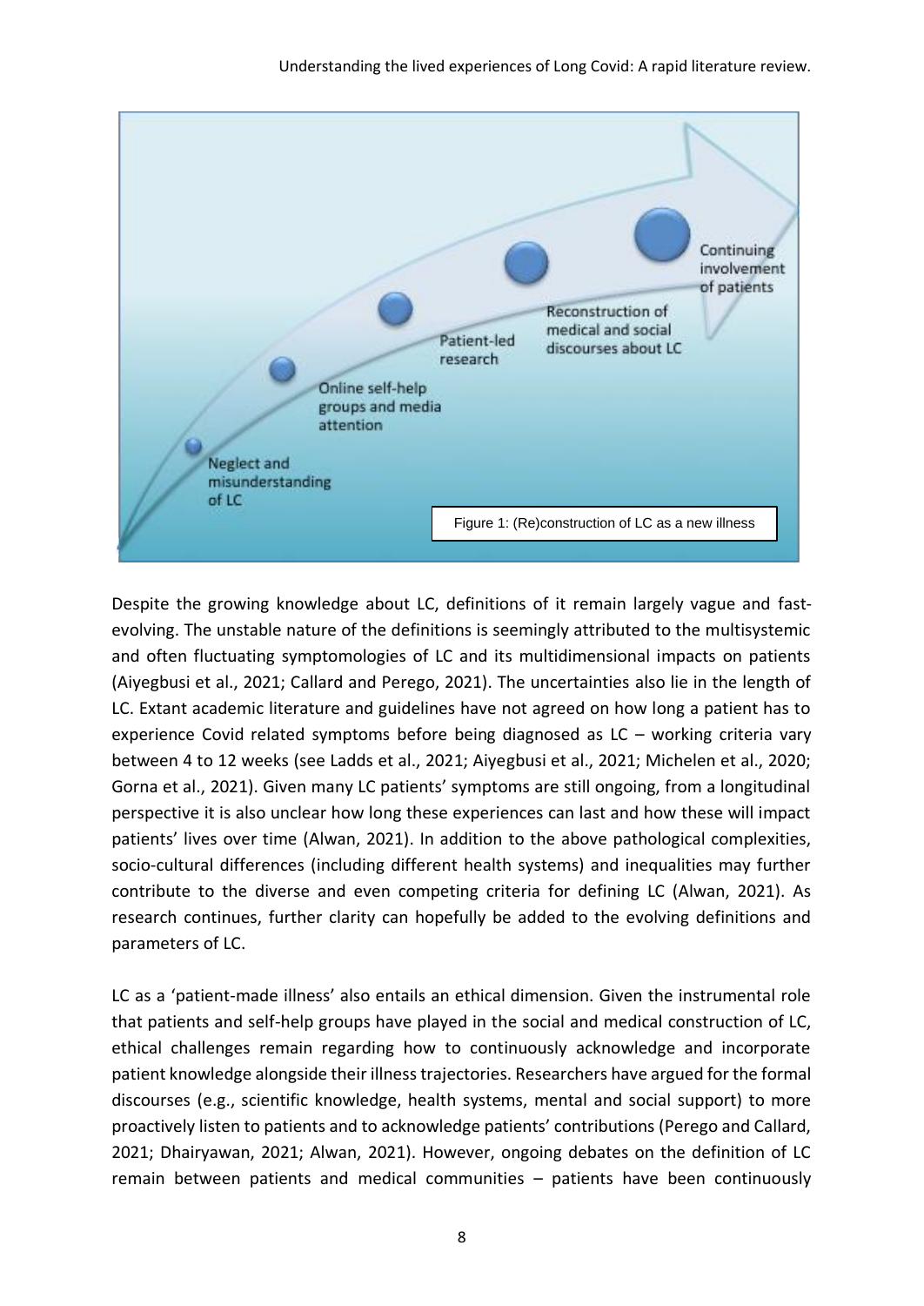Neglect and misunderstanding of LC

Online self-help groups and media attention

Patient-led research

Reconstruction of medical and social discourses about LC

Continuing involvement of patients

Figure 1: (Re)construction of LC as a new illness

Despite the growing knowledge about LC, definitions of it remain largely vague and fast-evolving. The unstable nature of the definitions is seemingly attributed to the multisystemic and often fluctuating symptomologies of LC and its multidimensional impacts on patients (Aiyegbusi et al., 2021; Callard and Perego, 2021). The uncertainties also lie in the length of LC. Extant academic literature and guidelines have not agreed on how long a patient has to experience Covid related symptoms before being diagnosed as LC – working criteria vary between 4 to 12 weeks (see Ladds et al., 2021; Aiyegbusi et al., 2021; Michelen et al., 2020; Gorna et al., 2021). Given many LC patients' symptoms are still ongoing, from a longitudinal perspective it is also unclear how long these experiences can last and how these will impact patients' lives over time (Alwan, 2021). In addition to the above pathological complexities, socio-cultural differences (including different health systems) and inequalities may further contribute to the diverse and even competing criteria for defining LC (Alwan, 2021). As research continues, further clarity can hopefully be added to the evolving definitions and parameters of LC.

LC as a 'patient-made illness' also entails an ethical dimension. Given the instrumental role that patients and self-help groups have played in the social and medical construction of LC, ethical challenges remain regarding how to continuously acknowledge and incorporate patient knowledge alongside their illness trajectories. Researchers have argued for the formal discourses (e.g., scientific knowledge, health systems, mental and social support) to more proactively listen to patients and to acknowledge patients' contributions (Perego and Callard, 2021; Dhairyawan, 2021; Alwan, 2021). However, ongoing debates on the definition of LC remain between patients and medical communities – patients have been continuously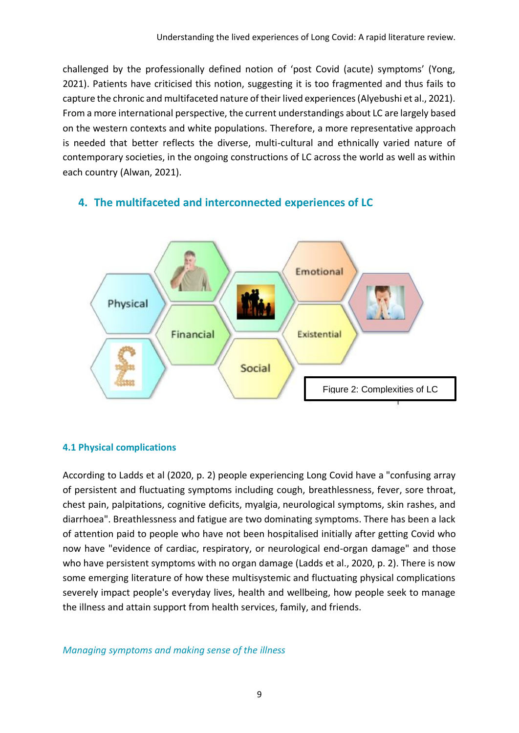challenged by the professionally defined notion of 'post Covid (acute) symptoms' (Yong, 2021). Patients have criticised this notion, suggesting it is too fragmented and thus fails to capture the chronic and multifaceted nature of their lived experiences (Alyebushi et al., 2021). From a more international perspective, the current understandings about LC are largely based on the western contexts and white populations. Therefore, a more representative approach is needed that better reflects the diverse, multi-cultural and ethnically varied nature of contemporary societies, in the ongoing constructions of LC across the world as well as within each country (Alwan, 2021).

## 4. The multifaceted and interconnected experiences of LC

Figure 2: Complexities of LC

### 4.1 Physical complications

According to Ladds et al (2020, p. 2) people experiencing Long Covid have a "confusing array of persistent and fluctuating symptoms including cough, breathlessness, fever, sore throat, chest pain, palpitations, cognitive deficits, myalgia, neurological symptoms, skin rashes, and diarrhoea". Breathlessness and fatigue are two dominating symptoms. There has been a lack of attention paid to people who have not been hospitalised initially after getting Covid who now have "evidence of cardiac, respiratory, or neurological end-organ damage" and those who have persistent symptoms with no organ damage (Ladds et al., 2020, p. 2). There is now some emerging literature of how these multisystemic and fluctuating physical complications severely impact people's everyday lives, health and wellbeing, how people seek to manage the illness and attain support from health services, family, and friends.

*Managing symptoms and making sense of the illness*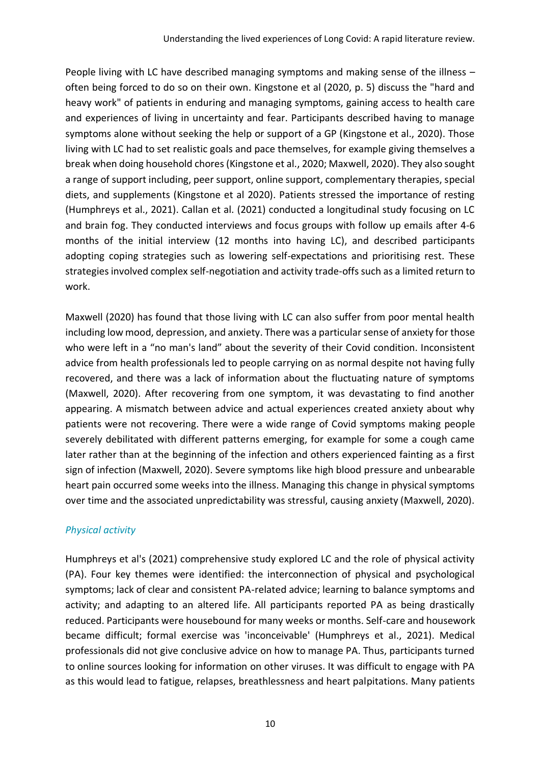People living with LC have described managing symptoms and making sense of the illness – often being forced to do so on their own. Kingstone et al (2020, p. 5) discuss the "hard and heavy work" of patients in enduring and managing symptoms, gaining access to health care and experiences of living in uncertainty and fear. Participants described having to manage symptoms alone without seeking the help or support of a GP (Kingstone et al., 2020). Those living with LC had to set realistic goals and pace themselves, for example giving themselves a break when doing household chores (Kingstone et al., 2020; Maxwell, 2020). They also sought a range of support including, peer support, online support, complementary therapies, special diets, and supplements (Kingstone et al 2020). Patients stressed the importance of resting (Humphreys et al., 2021). Callan et al. (2021) conducted a longitudinal study focusing on LC and brain fog. They conducted interviews and focus groups with follow up emails after 4-6 months of the initial interview (12 months into having LC), and described participants adopting coping strategies such as lowering self-expectations and prioritising rest. These strategies involved complex self-negotiation and activity trade-offs such as a limited return to work.

Maxwell (2020) has found that those living with LC can also suffer from poor mental health including low mood, depression, and anxiety. There was a particular sense of anxiety for those who were left in a "no man's land" about the severity of their Covid condition. Inconsistent advice from health professionals led to people carrying on as normal despite not having fully recovered, and there was a lack of information about the fluctuating nature of symptoms (Maxwell, 2020). After recovering from one symptom, it was devastating to find another appearing. A mismatch between advice and actual experiences created anxiety about why patients were not recovering. There were a wide range of Covid symptoms making people severely debilitated with different patterns emerging, for example for some a cough came later rather than at the beginning of the infection and others experienced fainting as a first sign of infection (Maxwell, 2020). Severe symptoms like high blood pressure and unbearable heart pain occurred some weeks into the illness. Managing this change in physical symptoms over time and the associated unpredictability was stressful, causing anxiety (Maxwell, 2020).

### *Physical activity*

Humphreys et al's (2021) comprehensive study explored LC and the role of physical activity (PA). Four key themes were identified: the interconnection of physical and psychological symptoms; lack of clear and consistent PA-related advice; learning to balance symptoms and activity; and adapting to an altered life. All participants reported PA as being drastically reduced. Participants were housebound for many weeks or months. Self-care and housework became difficult; formal exercise was 'inconceivable' (Humphreys et al., 2021). Medical professionals did not give conclusive advice on how to manage PA. Thus, participants turned to online sources looking for information on other viruses. It was difficult to engage with PA as this would lead to fatigue, relapses, breathlessness and heart palpitations. Many patients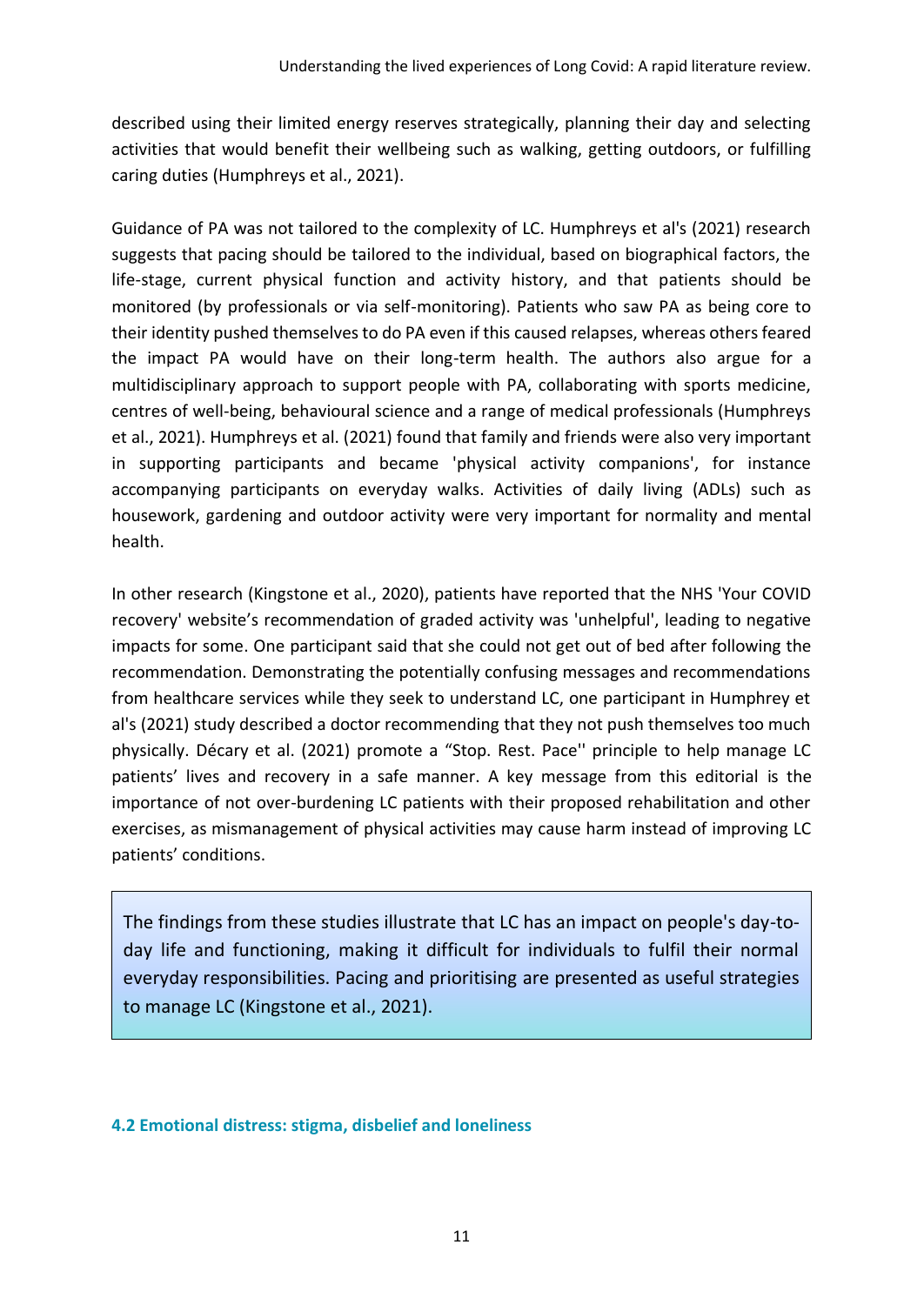described using their limited energy reserves strategically, planning their day and selecting activities that would benefit their wellbeing such as walking, getting outdoors, or fulfilling caring duties (Humphreys et al., 2021).

Guidance of PA was not tailored to the complexity of LC. Humphreys et al's (2021) research suggests that pacing should be tailored to the individual, based on biographical factors, the life-stage, current physical function and activity history, and that patients should be monitored (by professionals or via self-monitoring). Patients who saw PA as being core to their identity pushed themselves to do PA even if this caused relapses, whereas others feared the impact PA would have on their long-term health. The authors also argue for a multidisciplinary approach to support people with PA, collaborating with sports medicine, centres of well-being, behavioural science and a range of medical professionals (Humphreys et al., 2021). Humphreys et al. (2021) found that family and friends were also very important in supporting participants and became 'physical activity companions', for instance accompanying participants on everyday walks. Activities of daily living (ADLs) such as housework, gardening and outdoor activity were very important for normality and mental health.

In other research (Kingstone et al., 2020), patients have reported that the NHS 'Your COVID recovery' website's recommendation of graded activity was 'unhelpful', leading to negative impacts for some. One participant said that she could not get out of bed after following the recommendation. Demonstrating the potentially confusing messages and recommendations from healthcare services while they seek to understand LC, one participant in Humphrey et al's (2021) study described a doctor recommending that they not push themselves too much physically. Décary et al. (2021) promote a "Stop. Rest. Pace'' principle to help manage LC patients' lives and recovery in a safe manner. A key message from this editorial is the importance of not over-burdening LC patients with their proposed rehabilitation and other exercises, as mismanagement of physical activities may cause harm instead of improving LC patients' conditions.

> The findings from these studies illustrate that LC has an impact on people's day-to-day life and functioning, making it difficult for individuals to fulfil their normal everyday responsibilities. Pacing and prioritising are presented as useful strategies to manage LC (Kingstone et al., 2021).

### 4.2 Emotional distress: stigma, disbelief and loneliness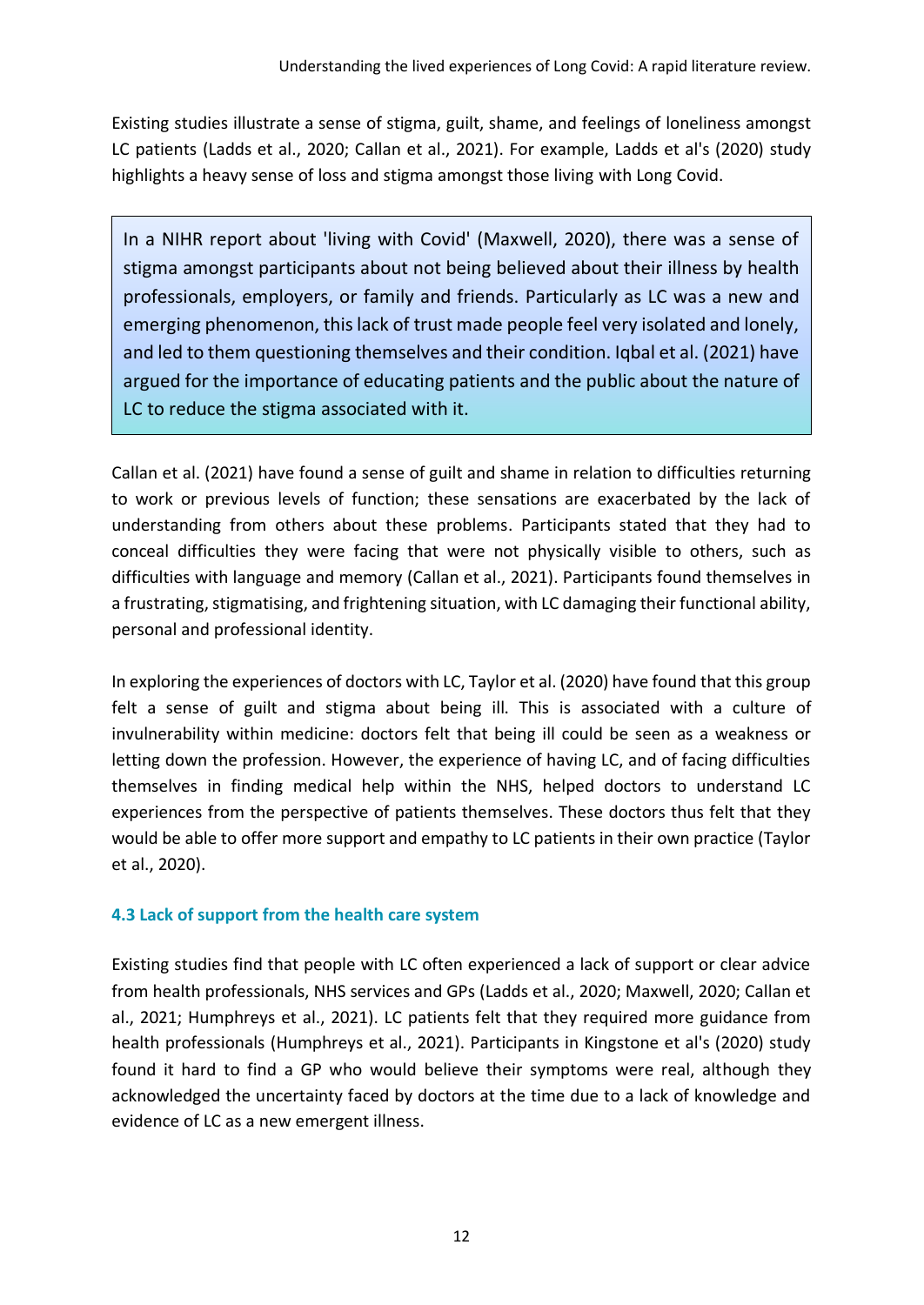Existing studies illustrate a sense of stigma, guilt, shame, and feelings of loneliness amongst LC patients (Ladds et al., 2020; Callan et al., 2021). For example, Ladds et al's (2020) study highlights a heavy sense of loss and stigma amongst those living with Long Covid.

> In a NIHR report about 'living with Covid' (Maxwell, 2020), there was a sense of stigma amongst participants about not being believed about their illness by health professionals, employers, or family and friends. Particularly as LC was a new and emerging phenomenon, this lack of trust made people feel very isolated and lonely, and led to them questioning themselves and their condition. Iqbal et al. (2021) have argued for the importance of educating patients and the public about the nature of LC to reduce the stigma associated with it.

Callan et al. (2021) have found a sense of guilt and shame in relation to difficulties returning to work or previous levels of function; these sensations are exacerbated by the lack of understanding from others about these problems. Participants stated that they had to conceal difficulties they were facing that were not physically visible to others, such as difficulties with language and memory (Callan et al., 2021). Participants found themselves in a frustrating, stigmatising, and frightening situation, with LC damaging their functional ability, personal and professional identity.

In exploring the experiences of doctors with LC, Taylor et al. (2020) have found that this group felt a sense of guilt and stigma about being ill. This is associated with a culture of invulnerability within medicine: doctors felt that being ill could be seen as a weakness or letting down the profession. However, the experience of having LC, and of facing difficulties themselves in finding medical help within the NHS, helped doctors to understand LC experiences from the perspective of patients themselves. These doctors thus felt that they would be able to offer more support and empathy to LC patients in their own practice (Taylor et al., 2020).

### 4.3 Lack of support from the health care system

Existing studies find that people with LC often experienced a lack of support or clear advice from health professionals, NHS services and GPs (Ladds et al., 2020; Maxwell, 2020; Callan et al., 2021; Humphreys et al., 2021). LC patients felt that they required more guidance from health professionals (Humphreys et al., 2021). Participants in Kingstone et al's (2020) study found it hard to find a GP who would believe their symptoms were real, although they acknowledged the uncertainty faced by doctors at the time due to a lack of knowledge and evidence of LC as a new emergent illness.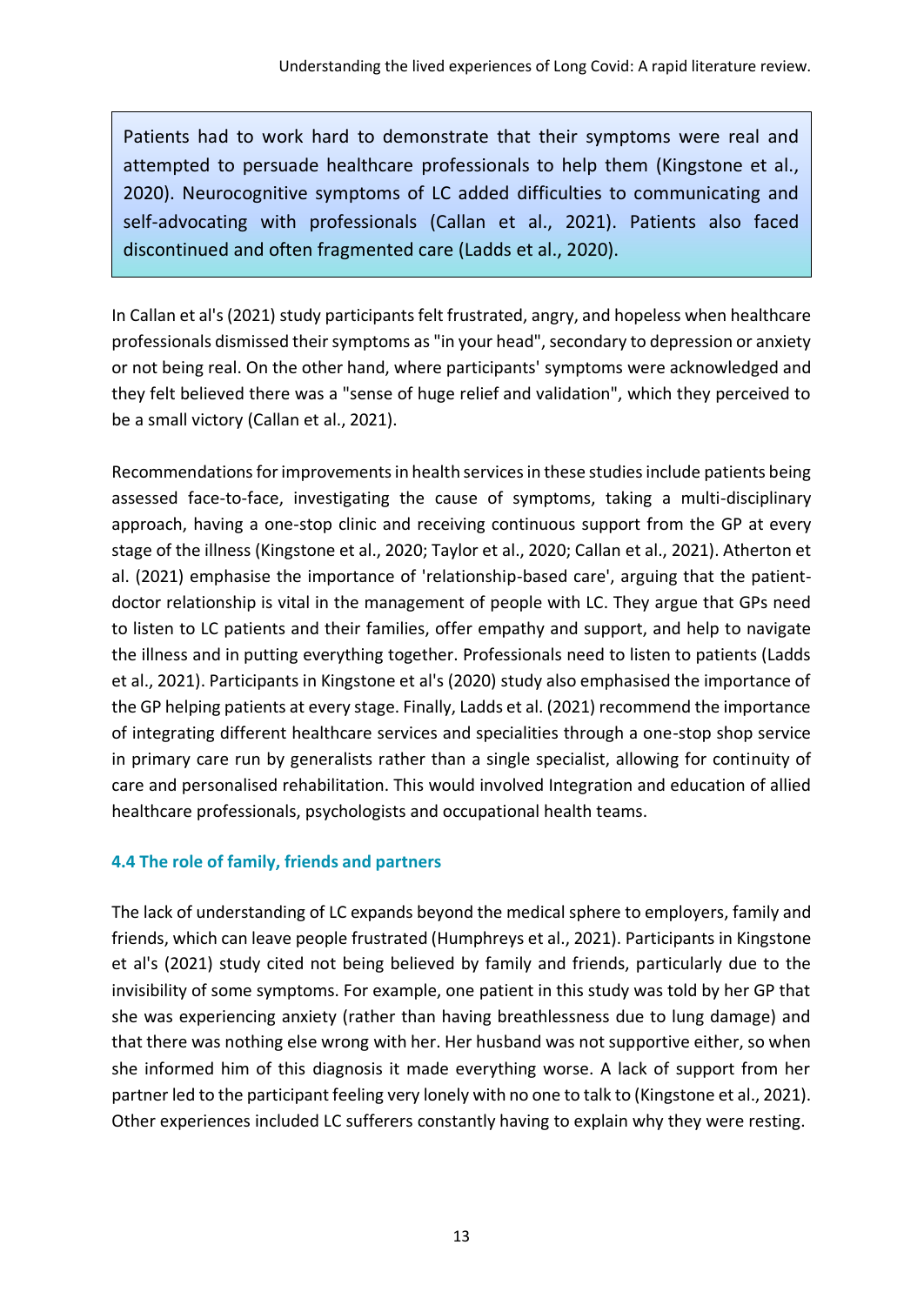> Patients had to work hard to demonstrate that their symptoms were real and attempted to persuade healthcare professionals to help them (Kingstone et al., 2020). Neurocognitive symptoms of LC added difficulties to communicating and self-advocating with professionals (Callan et al., 2021). Patients also faced discontinued and often fragmented care (Ladds et al., 2020).

In Callan et al's (2021) study participants felt frustrated, angry, and hopeless when healthcare professionals dismissed their symptoms as "in your head", secondary to depression or anxiety or not being real. On the other hand, where participants' symptoms were acknowledged and they felt believed there was a "sense of huge relief and validation", which they perceived to be a small victory (Callan et al., 2021).

Recommendations for improvements in health services in these studies include patients being assessed face-to-face, investigating the cause of symptoms, taking a multi-disciplinary approach, having a one-stop clinic and receiving continuous support from the GP at every stage of the illness (Kingstone et al., 2020; Taylor et al., 2020; Callan et al., 2021). Atherton et al. (2021) emphasise the importance of 'relationship-based care', arguing that the patient-doctor relationship is vital in the management of people with LC. They argue that GPs need to listen to LC patients and their families, offer empathy and support, and help to navigate the illness and in putting everything together. Professionals need to listen to patients (Ladds et al., 2021). Participants in Kingstone et al's (2020) study also emphasised the importance of the GP helping patients at every stage. Finally, Ladds et al. (2021) recommend the importance of integrating different healthcare services and specialities through a one-stop shop service in primary care run by generalists rather than a single specialist, allowing for continuity of care and personalised rehabilitation. This would involved Integration and education of allied healthcare professionals, psychologists and occupational health teams.

### 4.4 The role of family, friends and partners

The lack of understanding of LC expands beyond the medical sphere to employers, family and friends, which can leave people frustrated (Humphreys et al., 2021). Participants in Kingstone et al's (2021) study cited not being believed by family and friends, particularly due to the invisibility of some symptoms. For example, one patient in this study was told by her GP that she was experiencing anxiety (rather than having breathlessness due to lung damage) and that there was nothing else wrong with her. Her husband was not supportive either, so when she informed him of this diagnosis it made everything worse. A lack of support from her partner led to the participant feeling very lonely with no one to talk to (Kingstone et al., 2021). Other experiences included LC sufferers constantly having to explain why they were resting.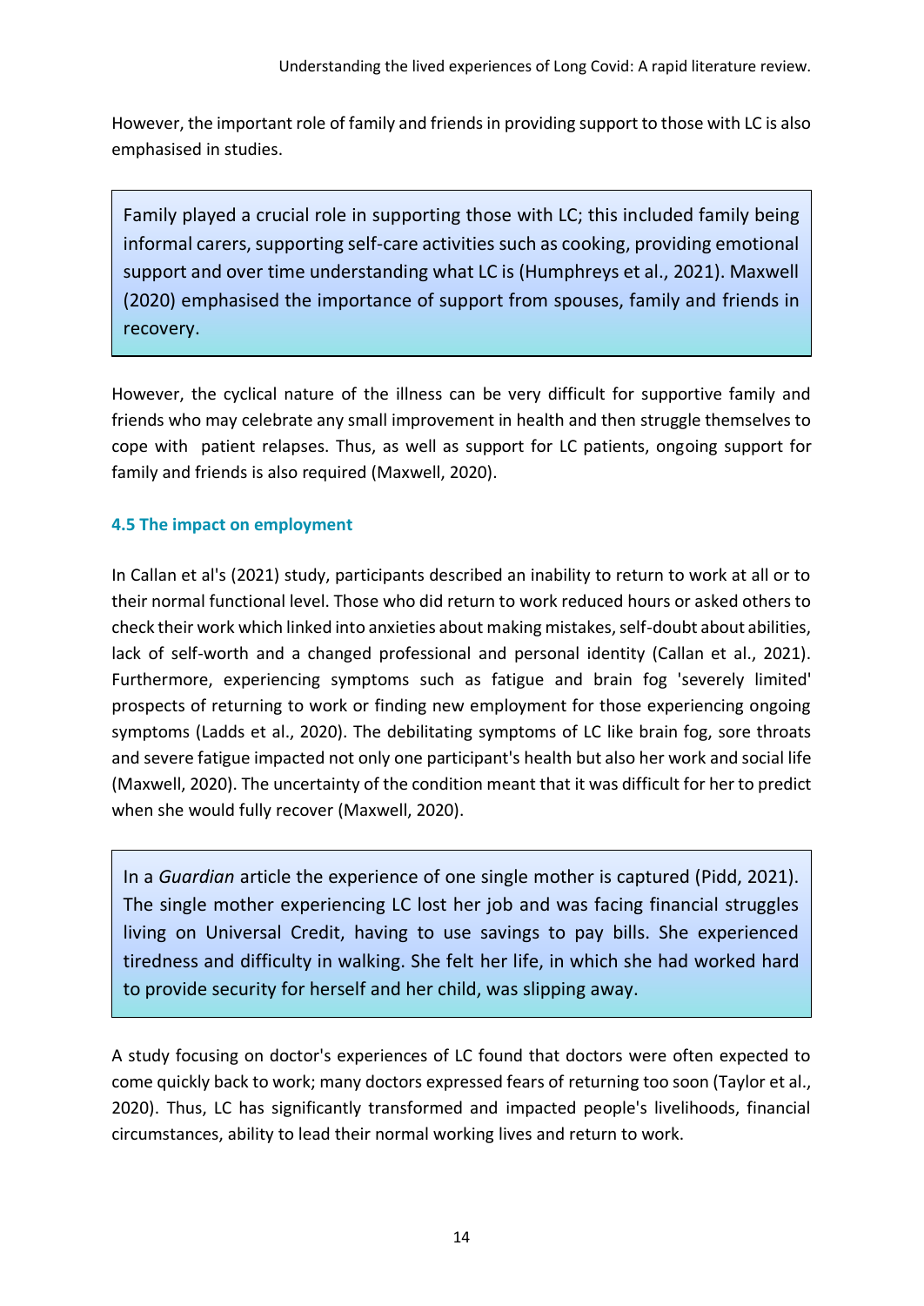However, the important role of family and friends in providing support to those with LC is also emphasised in studies.

> Family played a crucial role in supporting those with LC; this included family being informal carers, supporting self-care activities such as cooking, providing emotional support and over time understanding what LC is (Humphreys et al., 2021). Maxwell (2020) emphasised the importance of support from spouses, family and friends in recovery.

However, the cyclical nature of the illness can be very difficult for supportive family and friends who may celebrate any small improvement in health and then struggle themselves to cope with patient relapses. Thus, as well as support for LC patients, ongoing support for family and friends is also required (Maxwell, 2020).

### 4.5 The impact on employment

In Callan et al's (2021) study, participants described an inability to return to work at all or to their normal functional level. Those who did return to work reduced hours or asked others to check their work which linked into anxieties about making mistakes, self-doubt about abilities, lack of self-worth and a changed professional and personal identity (Callan et al., 2021). Furthermore, experiencing symptoms such as fatigue and brain fog 'severely limited' prospects of returning to work or finding new employment for those experiencing ongoing symptoms (Ladds et al., 2020). The debilitating symptoms of LC like brain fog, sore throats and severe fatigue impacted not only one participant's health but also her work and social life (Maxwell, 2020). The uncertainty of the condition meant that it was difficult for her to predict when she would fully recover (Maxwell, 2020).

> In a *Guardian* article the experience of one single mother is captured (Pidd, 2021). The single mother experiencing LC lost her job and was facing financial struggles living on Universal Credit, having to use savings to pay bills. She experienced tiredness and difficulty in walking. She felt her life, in which she had worked hard to provide security for herself and her child, was slipping away.

A study focusing on doctor's experiences of LC found that doctors were often expected to come quickly back to work; many doctors expressed fears of returning too soon (Taylor et al., 2020). Thus, LC has significantly transformed and impacted people's livelihoods, financial circumstances, ability to lead their normal working lives and return to work.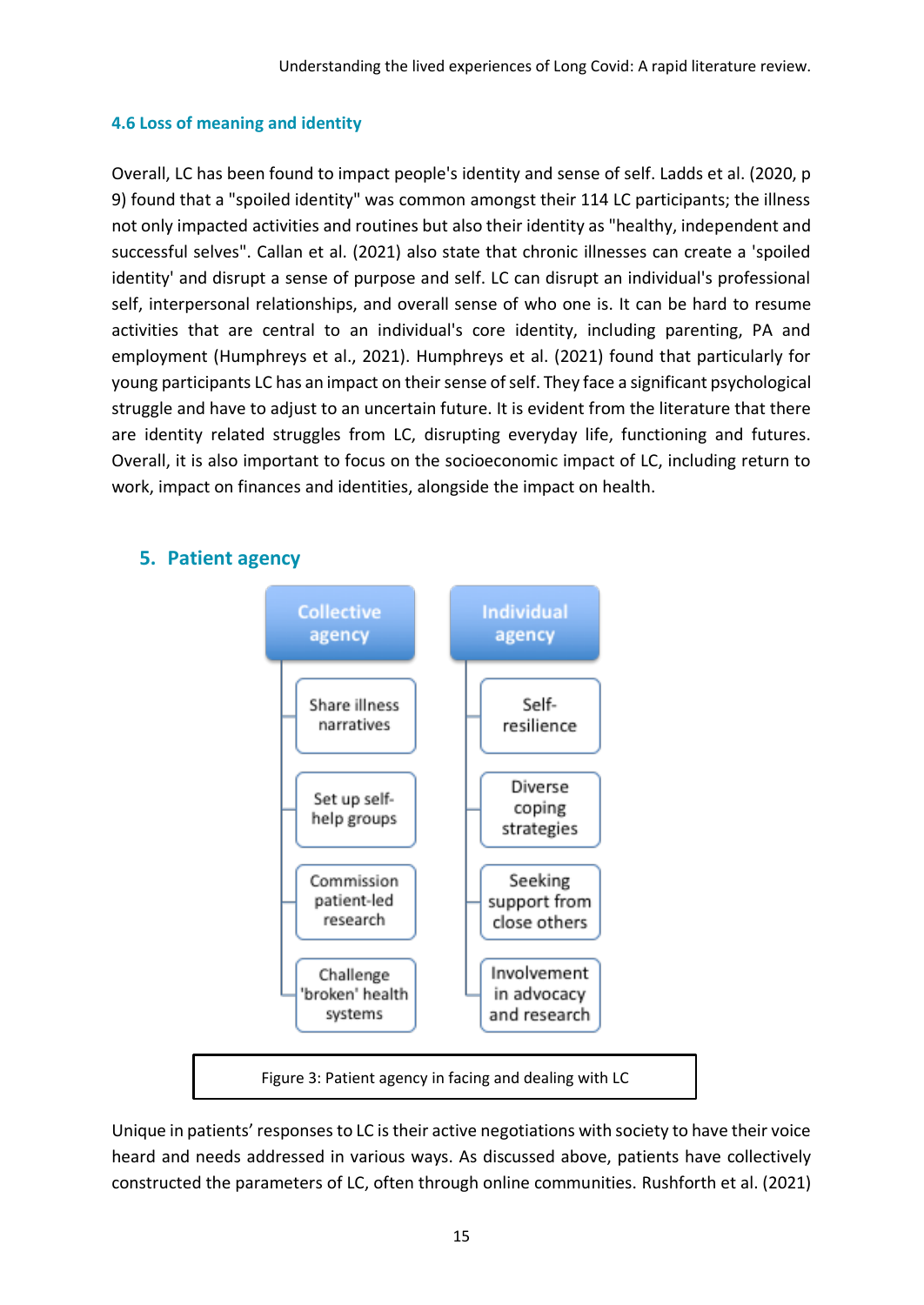### 4.6 Loss of meaning and identity

Overall, LC has been found to impact people's identity and sense of self. Ladds et al. (2020, p 9) found that a "spoiled identity" was common amongst their 114 LC participants; the illness not only impacted activities and routines but also their identity as "healthy, independent and successful selves". Callan et al. (2021) also state that chronic illnesses can create a 'spoiled identity' and disrupt a sense of purpose and self. LC can disrupt an individual's professional self, interpersonal relationships, and overall sense of who one is. It can be hard to resume activities that are central to an individual's core identity, including parenting, PA and employment (Humphreys et al., 2021). Humphreys et al. (2021) found that particularly for young participants LC has an impact on their sense of self. They face a significant psychological struggle and have to adjust to an uncertain future. It is evident from the literature that there are identity related struggles from LC, disrupting everyday life, functioning and futures. Overall, it is also important to focus on the socioeconomic impact of LC, including return to work, impact on finances and identities, alongside the impact on health.

## 5. Patient agency

- **Collective agency**
  - Share illness narratives
  - Set up self-help groups
  - Commission patient-led research
  - Challenge 'broken' health systems
- **Individual agency**
  - Self-resilience
  - Diverse coping strategies
  - Seeking support from close others
  - Involvement in advocacy and research

Figure 3: Patient agency in facing and dealing with LC

Unique in patients' responses to LC is their active negotiations with society to have their voice heard and needs addressed in various ways. As discussed above, patients have collectively constructed the parameters of LC, often through online communities. Rushforth et al. (2021)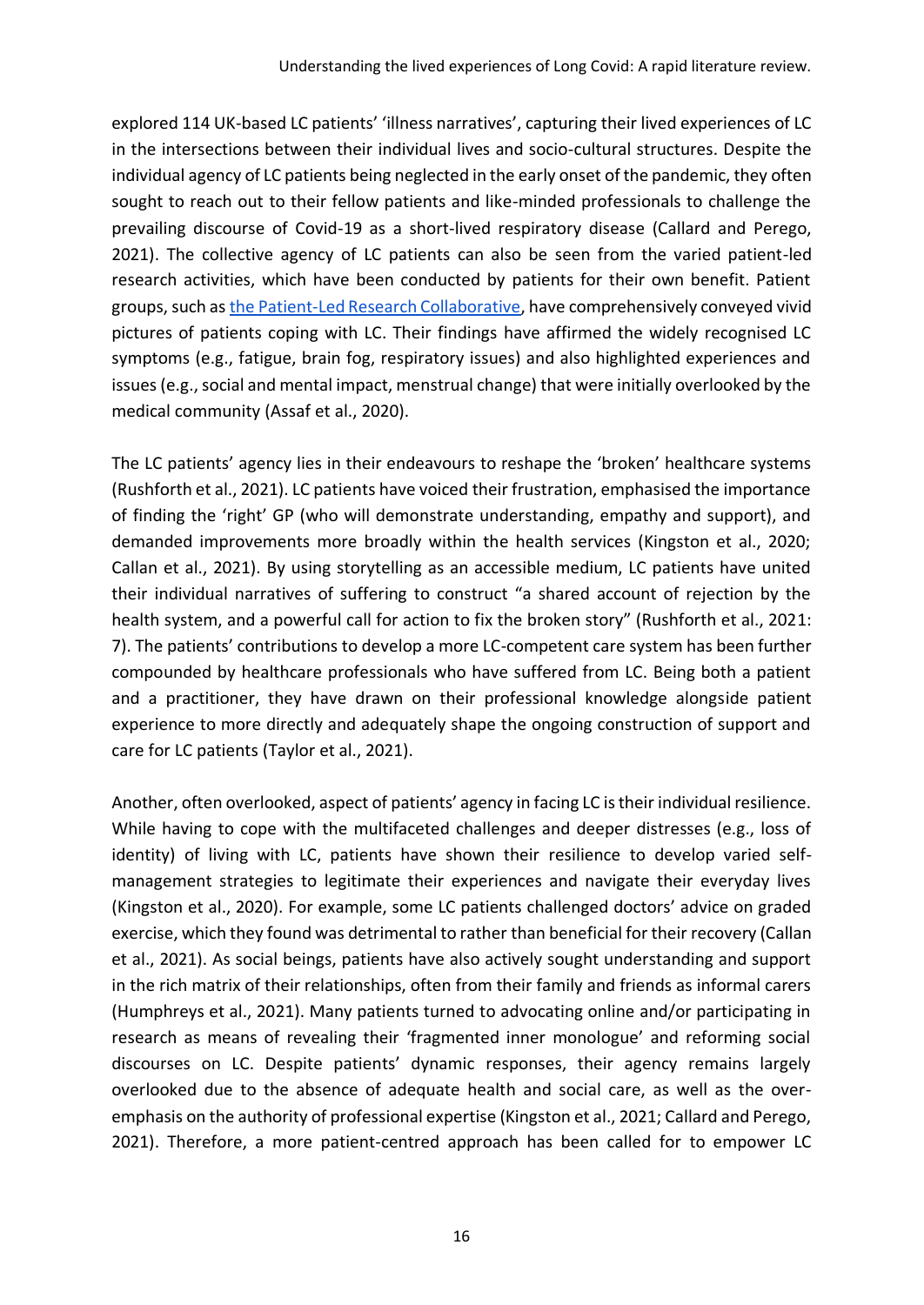explored 114 UK-based LC patients' 'illness narratives', capturing their lived experiences of LC in the intersections between their individual lives and socio-cultural structures. Despite the individual agency of LC patients being neglected in the early onset of the pandemic, they often sought to reach out to their fellow patients and like-minded professionals to challenge the prevailing discourse of Covid-19 as a short-lived respiratory disease (Callard and Perego, 2021). The collective agency of LC patients can also be seen from the varied patient-led research activities, which have been conducted by patients for their own benefit. Patient groups, such as the Patient-Led Research Collaborative, have comprehensively conveyed vivid pictures of patients coping with LC. Their findings have affirmed the widely recognised LC symptoms (e.g., fatigue, brain fog, respiratory issues) and also highlighted experiences and issues (e.g., social and mental impact, menstrual change) that were initially overlooked by the medical community (Assaf et al., 2020).

The LC patients' agency lies in their endeavours to reshape the 'broken' healthcare systems (Rushforth et al., 2021). LC patients have voiced their frustration, emphasised the importance of finding the 'right' GP (who will demonstrate understanding, empathy and support), and demanded improvements more broadly within the health services (Kingston et al., 2020; Callan et al., 2021). By using storytelling as an accessible medium, LC patients have united their individual narratives of suffering to construct "a shared account of rejection by the health system, and a powerful call for action to fix the broken story" (Rushforth et al., 2021: 7). The patients' contributions to develop a more LC-competent care system has been further compounded by healthcare professionals who have suffered from LC. Being both a patient and a practitioner, they have drawn on their professional knowledge alongside patient experience to more directly and adequately shape the ongoing construction of support and care for LC patients (Taylor et al., 2021).

Another, often overlooked, aspect of patients' agency in facing LC is their individual resilience. While having to cope with the multifaceted challenges and deeper distresses (e.g., loss of identity) of living with LC, patients have shown their resilience to develop varied self-management strategies to legitimate their experiences and navigate their everyday lives (Kingston et al., 2020). For example, some LC patients challenged doctors' advice on graded exercise, which they found was detrimental to rather than beneficial for their recovery (Callan et al., 2021). As social beings, patients have also actively sought understanding and support in the rich matrix of their relationships, often from their family and friends as informal carers (Humphreys et al., 2021). Many patients turned to advocating online and/or participating in research as means of revealing their 'fragmented inner monologue' and reforming social discourses on LC. Despite patients' dynamic responses, their agency remains largely overlooked due to the absence of adequate health and social care, as well as the over-emphasis on the authority of professional expertise (Kingston et al., 2021; Callard and Perego, 2021). Therefore, a more patient-centred approach has been called for to empower LC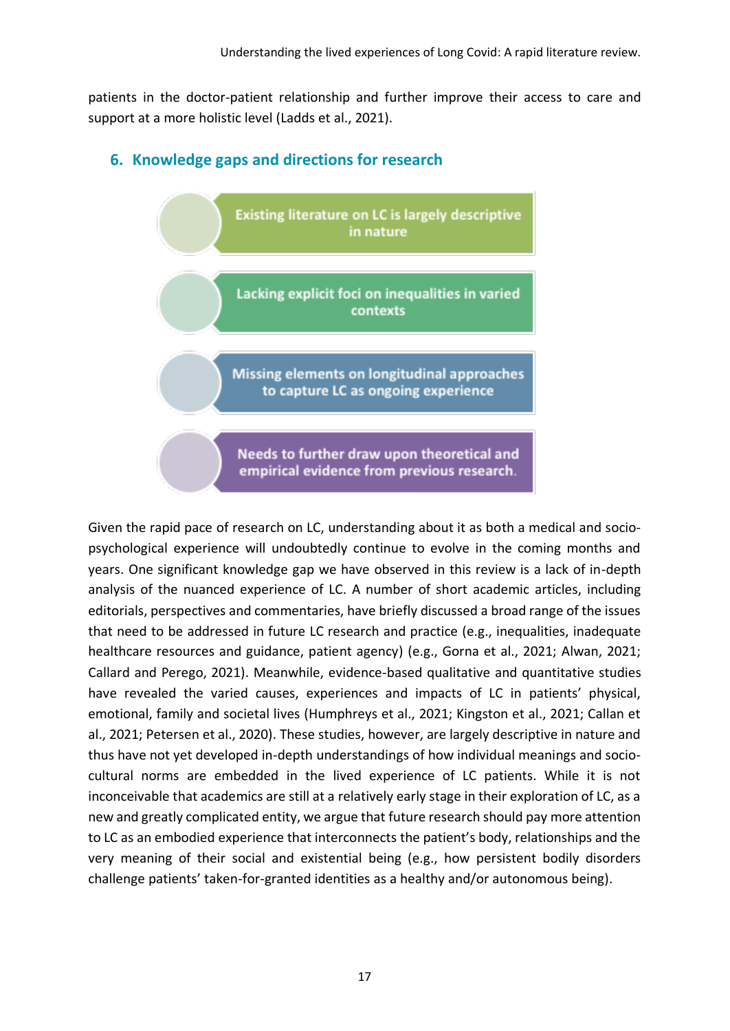patients in the doctor-patient relationship and further improve their access to care and support at a more holistic level (Ladds et al., 2021).

## 6. Knowledge gaps and directions for research

- Existing literature on LC is largely descriptive in nature
- Lacking explicit foci on inequalities in varied contexts
- Missing elements on longitudinal approaches to capture LC as ongoing experience
- Needs to further draw upon theoretical and empirical evidence from previous research.

Given the rapid pace of research on LC, understanding about it as both a medical and socio-psychological experience will undoubtedly continue to evolve in the coming months and years. One significant knowledge gap we have observed in this review is a lack of in-depth analysis of the nuanced experience of LC. A number of short academic articles, including editorials, perspectives and commentaries, have briefly discussed a broad range of the issues that need to be addressed in future LC research and practice (e.g., inequalities, inadequate healthcare resources and guidance, patient agency) (e.g., Gorna et al., 2021; Alwan, 2021; Callard and Perego, 2021). Meanwhile, evidence-based qualitative and quantitative studies have revealed the varied causes, experiences and impacts of LC in patients' physical, emotional, family and societal lives (Humphreys et al., 2021; Kingston et al., 2021; Callan et al., 2021; Petersen et al., 2020). These studies, however, are largely descriptive in nature and thus have not yet developed in-depth understandings of how individual meanings and socio-cultural norms are embedded in the lived experience of LC patients. While it is not inconceivable that academics are still at a relatively early stage in their exploration of LC, as a new and greatly complicated entity, we argue that future research should pay more attention to LC as an embodied experience that interconnects the patient's body, relationships and the very meaning of their social and existential being (e.g., how persistent bodily disorders challenge patients' taken-for-granted identities as a healthy and/or autonomous being).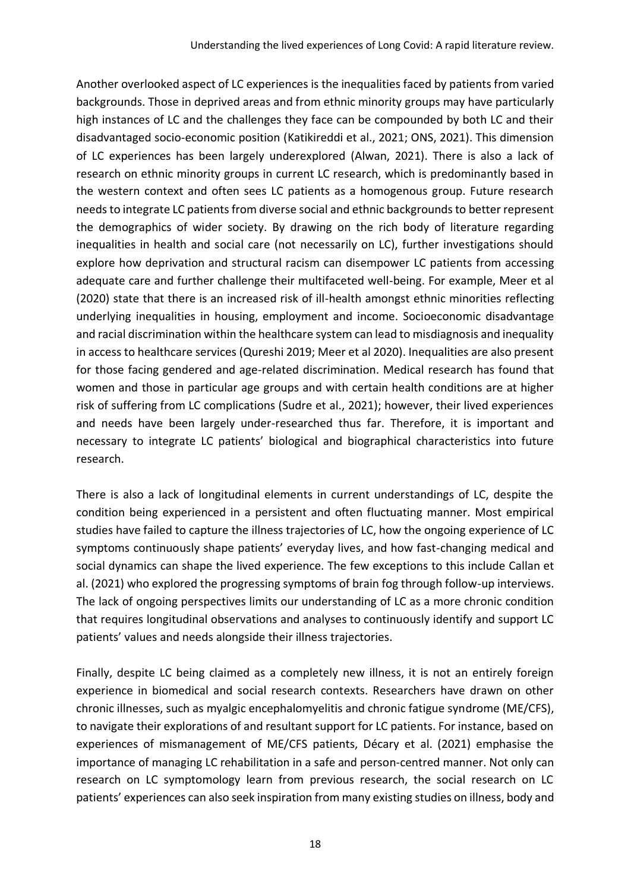Another overlooked aspect of LC experiences is the inequalities faced by patients from varied backgrounds. Those in deprived areas and from ethnic minority groups may have particularly high instances of LC and the challenges they face can be compounded by both LC and their disadvantaged socio-economic position (Katikireddi et al., 2021; ONS, 2021). This dimension of LC experiences has been largely underexplored (Alwan, 2021). There is also a lack of research on ethnic minority groups in current LC research, which is predominantly based in the western context and often sees LC patients as a homogenous group. Future research needs to integrate LC patients from diverse social and ethnic backgrounds to better represent the demographics of wider society. By drawing on the rich body of literature regarding inequalities in health and social care (not necessarily on LC), further investigations should explore how deprivation and structural racism can disempower LC patients from accessing adequate care and further challenge their multifaceted well-being. For example, Meer et al (2020) state that there is an increased risk of ill-health amongst ethnic minorities reflecting underlying inequalities in housing, employment and income. Socioeconomic disadvantage and racial discrimination within the healthcare system can lead to misdiagnosis and inequality in access to healthcare services (Qureshi 2019; Meer et al 2020). Inequalities are also present for those facing gendered and age-related discrimination. Medical research has found that women and those in particular age groups and with certain health conditions are at higher risk of suffering from LC complications (Sudre et al., 2021); however, their lived experiences and needs have been largely under-researched thus far. Therefore, it is important and necessary to integrate LC patients' biological and biographical characteristics into future research.

There is also a lack of longitudinal elements in current understandings of LC, despite the condition being experienced in a persistent and often fluctuating manner. Most empirical studies have failed to capture the illness trajectories of LC, how the ongoing experience of LC symptoms continuously shape patients' everyday lives, and how fast-changing medical and social dynamics can shape the lived experience. The few exceptions to this include Callan et al. (2021) who explored the progressing symptoms of brain fog through follow-up interviews. The lack of ongoing perspectives limits our understanding of LC as a more chronic condition that requires longitudinal observations and analyses to continuously identify and support LC patients' values and needs alongside their illness trajectories.

Finally, despite LC being claimed as a completely new illness, it is not an entirely foreign experience in biomedical and social research contexts. Researchers have drawn on other chronic illnesses, such as myalgic encephalomyelitis and chronic fatigue syndrome (ME/CFS), to navigate their explorations of and resultant support for LC patients. For instance, based on experiences of mismanagement of ME/CFS patients, Décary et al. (2021) emphasise the importance of managing LC rehabilitation in a safe and person-centred manner. Not only can research on LC symptomology learn from previous research, the social research on LC patients' experiences can also seek inspiration from many existing studies on illness, body and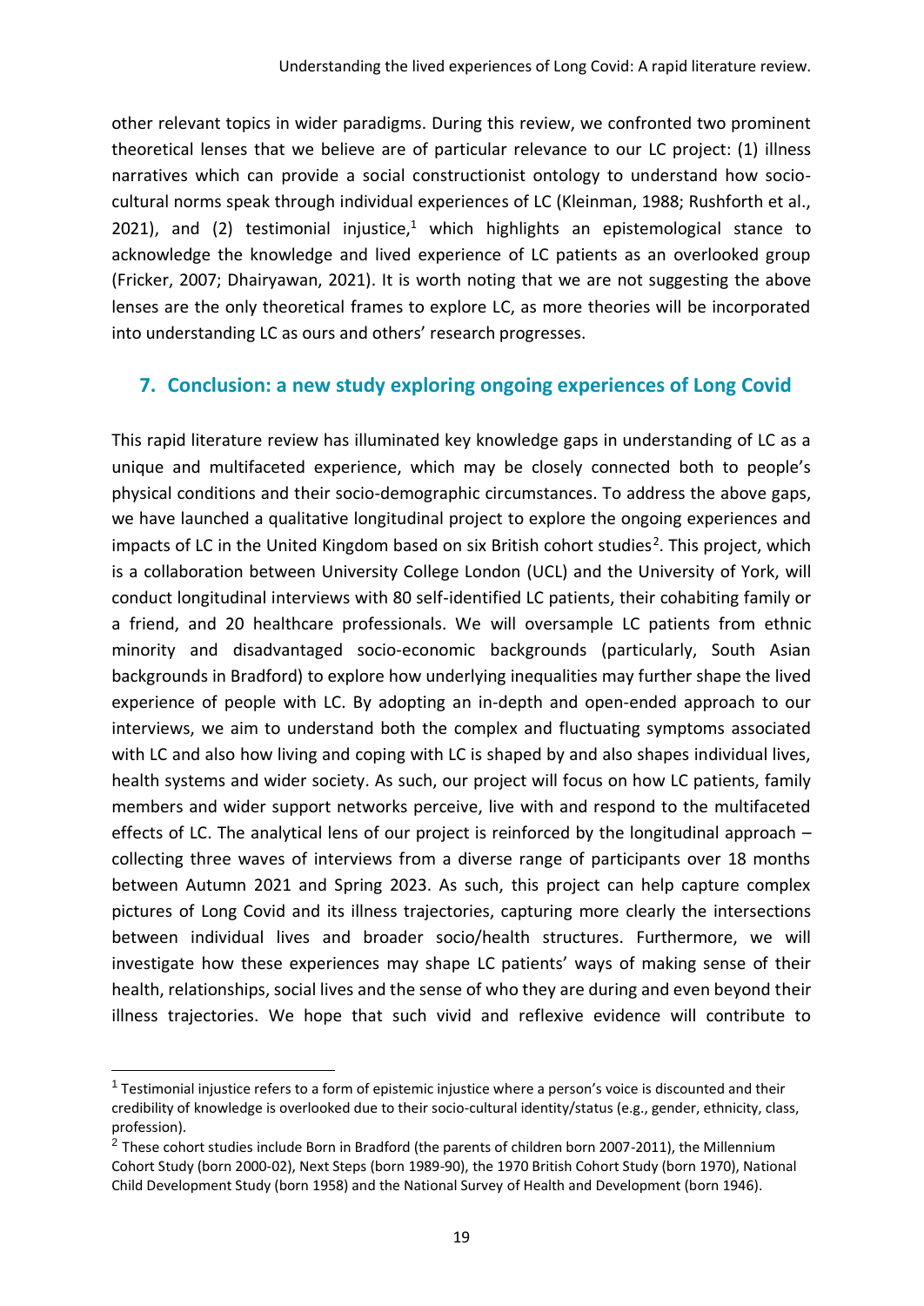other relevant topics in wider paradigms. During this review, we confronted two prominent theoretical lenses that we believe are of particular relevance to our LC project: (1) illness narratives which can provide a social constructionist ontology to understand how socio-cultural norms speak through individual experiences of LC (Kleinman, 1988; Rushforth et al., 2021), and (2) testimonial injustice,[1] which highlights an epistemological stance to acknowledge the knowledge and lived experience of LC patients as an overlooked group (Fricker, 2007; Dhairyawan, 2021). It is worth noting that we are not suggesting the above lenses are the only theoretical frames to explore LC, as more theories will be incorporated into understanding LC as ours and others' research progresses.

## 7. Conclusion: a new study exploring ongoing experiences of Long Covid

This rapid literature review has illuminated key knowledge gaps in understanding of LC as a unique and multifaceted experience, which may be closely connected both to people's physical conditions and their socio-demographic circumstances. To address the above gaps, we have launched a qualitative longitudinal project to explore the ongoing experiences and impacts of LC in the United Kingdom based on six British cohort studies[2]. This project, which is a collaboration between University College London (UCL) and the University of York, will conduct longitudinal interviews with 80 self-identified LC patients, their cohabiting family or a friend, and 20 healthcare professionals. We will oversample LC patients from ethnic minority and disadvantaged socio-economic backgrounds (particularly, South Asian backgrounds in Bradford) to explore how underlying inequalities may further shape the lived experience of people with LC. By adopting an in-depth and open-ended approach to our interviews, we aim to understand both the complex and fluctuating symptoms associated with LC and also how living and coping with LC is shaped by and also shapes individual lives, health systems and wider society. As such, our project will focus on how LC patients, family members and wider support networks perceive, live with and respond to the multifaceted effects of LC. The analytical lens of our project is reinforced by the longitudinal approach – collecting three waves of interviews from a diverse range of participants over 18 months between Autumn 2021 and Spring 2023. As such, this project can help capture complex pictures of Long Covid and its illness trajectories, capturing more clearly the intersections between individual lives and broader socio/health structures. Furthermore, we will investigate how these experiences may shape LC patients' ways of making sense of their health, relationships, social lives and the sense of who they are during and even beyond their illness trajectories. We hope that such vivid and reflexive evidence will contribute to

---

[1] Testimonial injustice refers to a form of epistemic injustice where a person's voice is discounted and their credibility of knowledge is overlooked due to their socio-cultural identity/status (e.g., gender, ethnicity, class, profession).

[2] These cohort studies include Born in Bradford (the parents of children born 2007-2011), the Millennium Cohort Study (born 2000-02), Next Steps (born 1989-90), the 1970 British Cohort Study (born 1970), National Child Development Study (born 1958) and the National Survey of Health and Development (born 1946).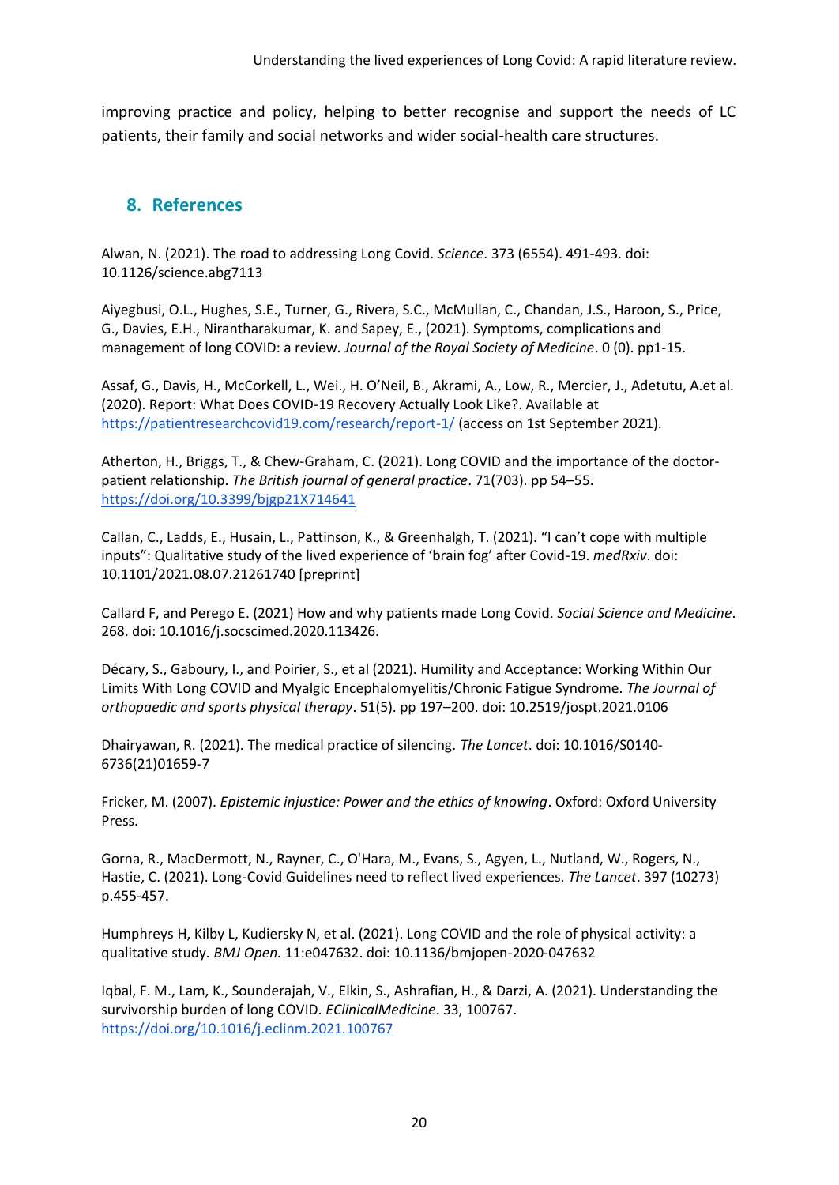improving practice and policy, helping to better recognise and support the needs of LC patients, their family and social networks and wider social-health care structures.

## 8. References

Alwan, N. (2021). The road to addressing Long Covid. *Science*. 373 (6554). 491-493. doi: 10.1126/science.abg7113

Aiyegbusi, O.L., Hughes, S.E., Turner, G., Rivera, S.C., McMullan, C., Chandan, J.S., Haroon, S., Price, G., Davies, E.H., Nirantharakumar, K. and Sapey, E., (2021). Symptoms, complications and management of long COVID: a review. *Journal of the Royal Society of Medicine*. 0 (0). pp1-15.

Assaf, G., Davis, H., McCorkell, L., Wei., H. O'Neil, B., Akrami, A., Low, R., Mercier, J., Adetutu, A.et al. (2020). Report: What Does COVID-19 Recovery Actually Look Like?. Available at https://patientresearchcovid19.com/research/report-1/ (access on 1st September 2021).

Atherton, H., Briggs, T., & Chew-Graham, C. (2021). Long COVID and the importance of the doctor-patient relationship. *The British journal of general practice*. 71(703). pp 54–55. https://doi.org/10.3399/bjgp21X714641

Callan, C., Ladds, E., Husain, L., Pattinson, K., & Greenhalgh, T. (2021). "I can't cope with multiple inputs": Qualitative study of the lived experience of 'brain fog' after Covid-19. *medRxiv*. doi: 10.1101/2021.08.07.21261740 [preprint]

Callard F, and Perego E. (2021) How and why patients made Long Covid. *Social Science and Medicine*. 268. doi: 10.1016/j.socscimed.2020.113426.

Décary, S., Gaboury, I., and Poirier, S., et al (2021). Humility and Acceptance: Working Within Our Limits With Long COVID and Myalgic Encephalomyelitis/Chronic Fatigue Syndrome. *The Journal of orthopaedic and sports physical therapy*. 51(5). pp 197–200. doi: 10.2519/jospt.2021.0106

Dhairyawan, R. (2021). The medical practice of silencing. *The Lancet*. doi: 10.1016/S0140-6736(21)01659-7

Fricker, M. (2007). *Epistemic injustice: Power and the ethics of knowing*. Oxford: Oxford University Press.

Gorna, R., MacDermott, N., Rayner, C., O'Hara, M., Evans, S., Agyen, L., Nutland, W., Rogers, N., Hastie, C. (2021). Long-Covid Guidelines need to reflect lived experiences. *The Lancet*. 397 (10273) p.455-457.

Humphreys H, Kilby L, Kudiersky N, et al. (2021). Long COVID and the role of physical activity: a qualitative study. *BMJ Open.* 11:e047632. doi: 10.1136/bmjopen-2020-047632

Iqbal, F. M., Lam, K., Sounderajah, V., Elkin, S., Ashrafian, H., & Darzi, A. (2021). Understanding the survivorship burden of long COVID. *EClinicalMedicine*. 33, 100767. https://doi.org/10.1016/j.eclinm.2021.100767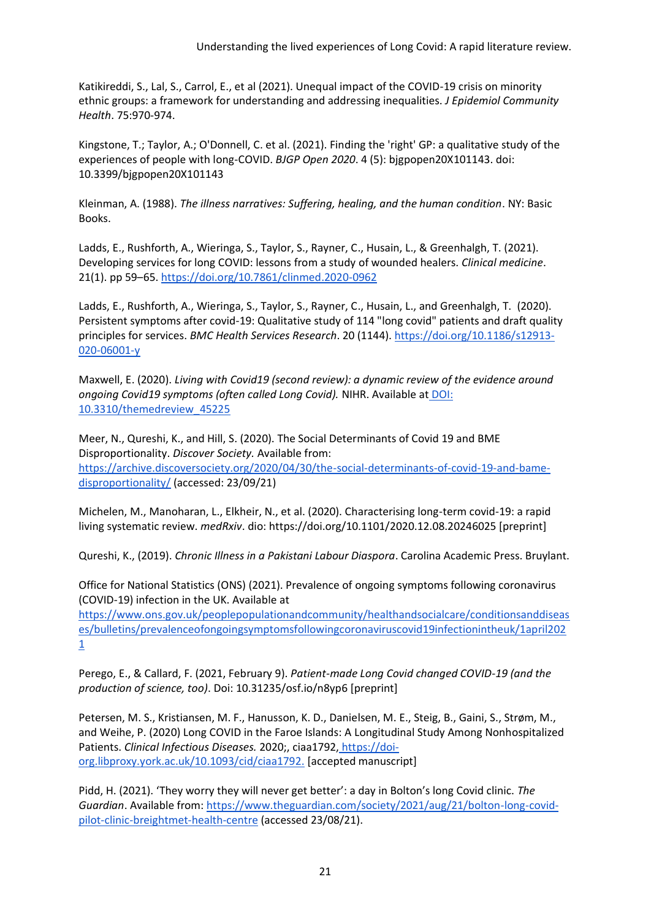Katikireddi, S., Lal, S., Carrol, E., et al (2021). Unequal impact of the COVID-19 crisis on minority ethnic groups: a framework for understanding and addressing inequalities. *J Epidemiol Community Health*. 75:970-974.

Kingstone, T.; Taylor, A.; O'Donnell, C. et al. (2021). Finding the 'right' GP: a qualitative study of the experiences of people with long-COVID. *BJGP Open 2020*. 4 (5): bjgpopen20X101143. doi: 10.3399/bjgpopen20X101143

Kleinman, A. (1988). *The illness narratives: Suffering, healing, and the human condition*. NY: Basic Books.

Ladds, E., Rushforth, A., Wieringa, S., Taylor, S., Rayner, C., Husain, L., & Greenhalgh, T. (2021). Developing services for long COVID: lessons from a study of wounded healers. *Clinical medicine*. 21(1). pp 59–65. https://doi.org/10.7861/clinmed.2020-0962

Ladds, E., Rushforth, A., Wieringa, S., Taylor, S., Rayner, C., Husain, L., and Greenhalgh, T. (2020). Persistent symptoms after covid-19: Qualitative study of 114 "long covid" patients and draft quality principles for services. *BMC Health Services Research*. 20 (1144). https://doi.org/10.1186/s12913-020-06001-y

Maxwell, E. (2020). *Living with Covid19 (second review): a dynamic review of the evidence around ongoing Covid19 symptoms (often called Long Covid).* NIHR. Available at DOI: 10.3310/themedreview_45225

Meer, N., Qureshi, K., and Hill, S. (2020). The Social Determinants of Covid 19 and BME Disproportionality. *Discover Society.* Available from: https://archive.discoversociety.org/2020/04/30/the-social-determinants-of-covid-19-and-bame-disproportionality/ (accessed: 23/09/21)

Michelen, M., Manoharan, L., Elkheir, N., et al. (2020). Characterising long-term covid-19: a rapid living systematic review. *medRxiv*. dio: https://doi.org/10.1101/2020.12.08.20246025 [preprint]

Qureshi, K., (2019). *Chronic Illness in a Pakistani Labour Diaspora*. Carolina Academic Press. Bruylant.

Office for National Statistics (ONS) (2021). Prevalence of ongoing symptoms following coronavirus (COVID-19) infection in the UK. Available at https://www.ons.gov.uk/peoplepopulationandcommunity/healthandsocialcare/conditionsanddiseases/bulletins/prevalenceofongoingsymptomsfollowingcoronaviruscovid19infectionintheuk/1april2021

Perego, E., & Callard, F. (2021, February 9). *Patient-made Long Covid changed COVID-19 (and the production of science, too)*. Doi: 10.31235/osf.io/n8yp6 [preprint]

Petersen, M. S., Kristiansen, M. F., Hanusson, K. D., Danielsen, M. E., Steig, B., Gaini, S., Strøm, M., and Weihe, P. (2020) Long COVID in the Faroe Islands: A Longitudinal Study Among Nonhospitalized Patients. *Clinical Infectious Diseases.* 2020;, ciaa1792, https://doi-org.libproxy.york.ac.uk/10.1093/cid/ciaa1792. [accepted manuscript]

Pidd, H. (2021). 'They worry they will never get better': a day in Bolton's long Covid clinic. *The Guardian*. Available from: https://www.theguardian.com/society/2021/aug/21/bolton-long-covid-pilot-clinic-breightmet-health-centre (accessed 23/08/21).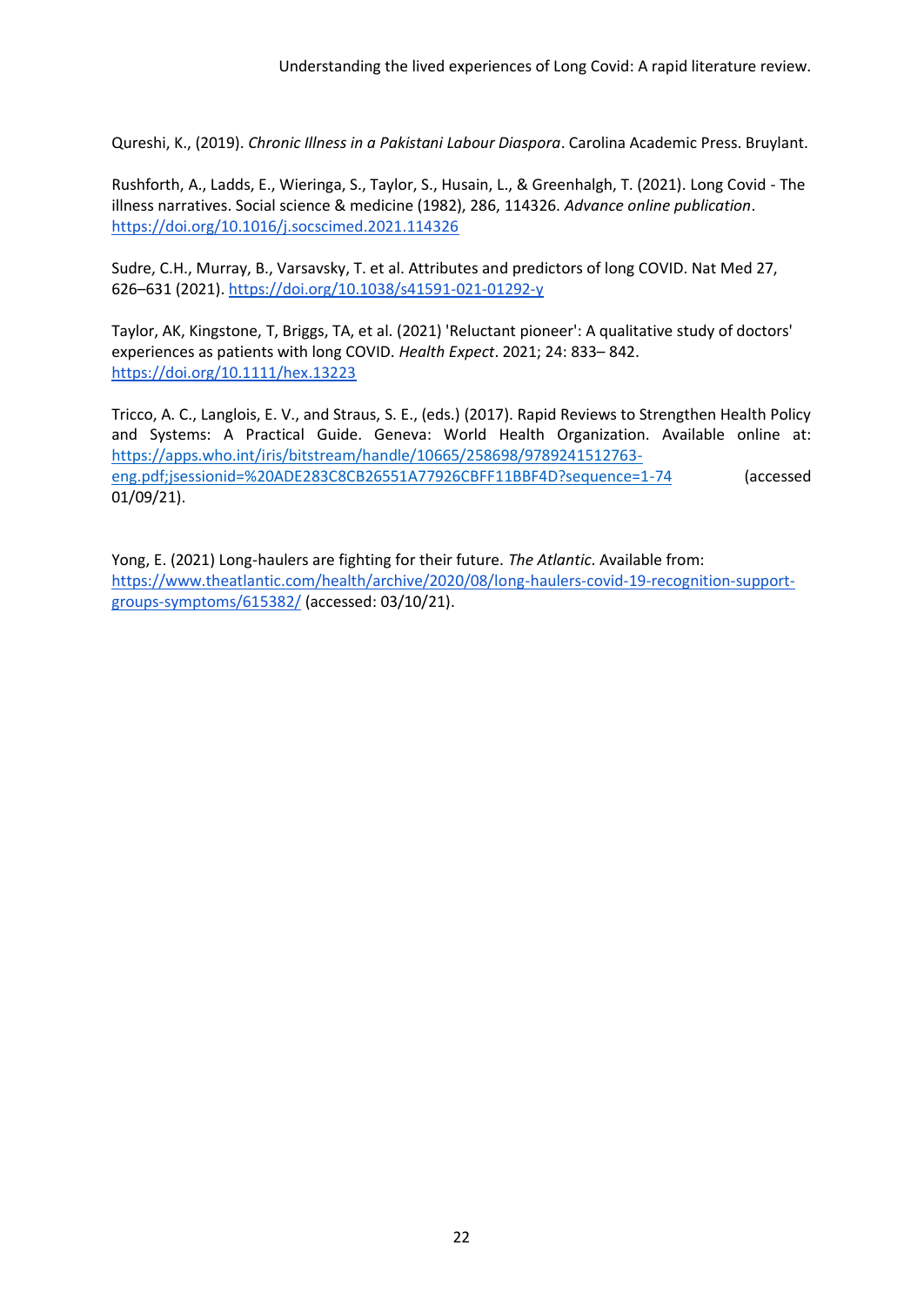Qureshi, K., (2019). *Chronic Illness in a Pakistani Labour Diaspora*. Carolina Academic Press. Bruylant.

Rushforth, A., Ladds, E., Wieringa, S., Taylor, S., Husain, L., & Greenhalgh, T. (2021). Long Covid - The illness narratives. Social science & medicine (1982), 286, 114326. *Advance online publication*. https://doi.org/10.1016/j.socscimed.2021.114326

Sudre, C.H., Murray, B., Varsavsky, T. et al. Attributes and predictors of long COVID. Nat Med 27, 626–631 (2021). https://doi.org/10.1038/s41591-021-01292-y

Taylor, AK, Kingstone, T, Briggs, TA, et al. (2021) 'Reluctant pioneer': A qualitative study of doctors' experiences as patients with long COVID. *Health Expect*. 2021; 24: 833– 842. https://doi.org/10.1111/hex.13223

Tricco, A. C., Langlois, E. V., and Straus, S. E., (eds.) (2017). Rapid Reviews to Strengthen Health Policy and Systems: A Practical Guide. Geneva: World Health Organization. Available online at: https://apps.who.int/iris/bitstream/handle/10665/258698/9789241512763-eng.pdf;jsessionid=%20ADE283C8CB26551A77926CBFF11BBF4D?sequence=1-74 (accessed 01/09/21).

Yong, E. (2021) Long-haulers are fighting for their future. *The Atlantic*. Available from: https://www.theatlantic.com/health/archive/2020/08/long-haulers-covid-19-recognition-support-groups-symptoms/615382/ (accessed: 03/10/21).